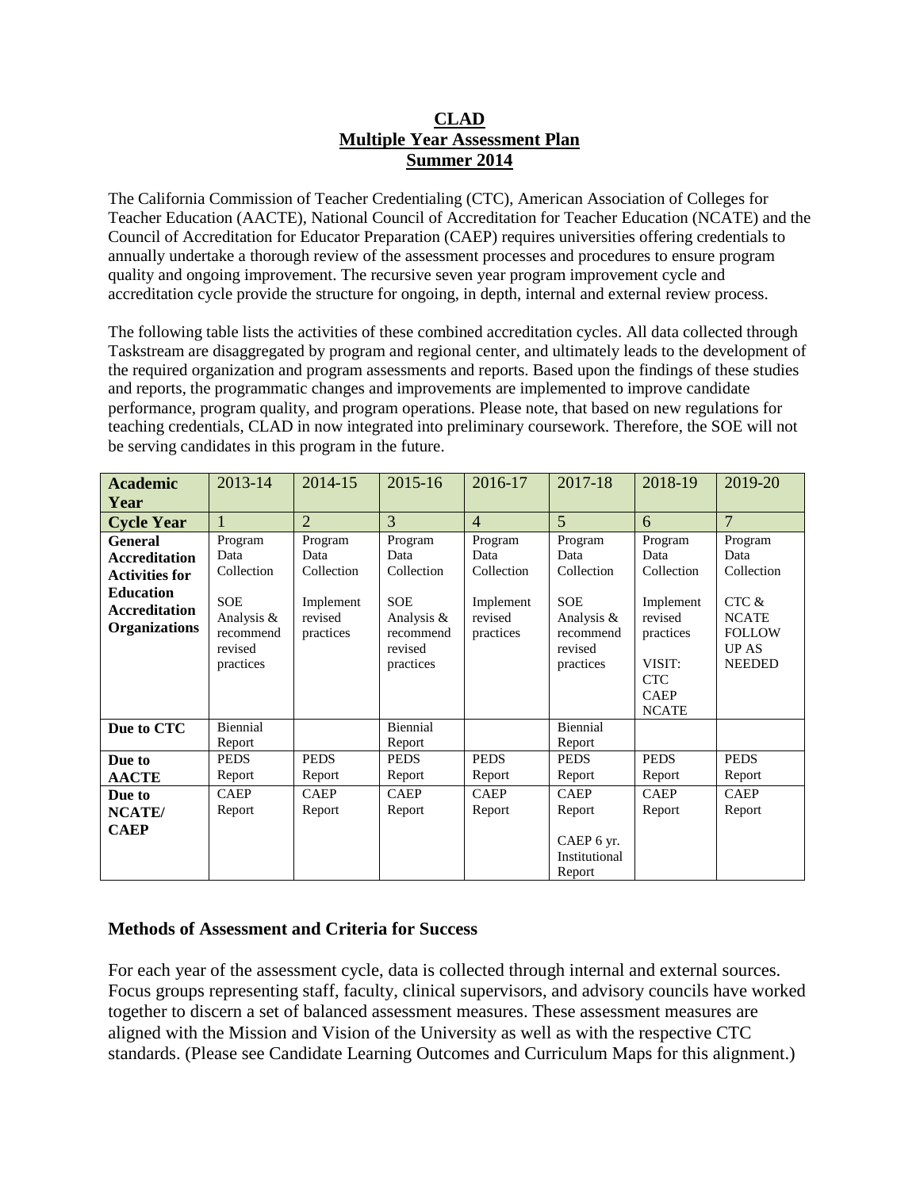# CLAD
## Multiple Year Assessment Plan
## Summer 2014

The California Commission of Teacher Credentialing (CTC), American Association of Colleges for Teacher Education (AACTE), National Council of Accreditation for Teacher Education (NCATE) and the Council of Accreditation for Educator Preparation (CAEP) requires universities offering credentials to annually undertake a thorough review of the assessment processes and procedures to ensure program quality and ongoing improvement. The recursive seven year program improvement cycle and accreditation cycle provide the structure for ongoing, in depth, internal and external review process.

The following table lists the activities of these combined accreditation cycles. All data collected through Taskstream are disaggregated by program and regional center, and ultimately leads to the development of the required organization and program assessments and reports. Based upon the findings of these studies and reports, the programmatic changes and improvements are implemented to improve candidate performance, program quality, and program operations. Please note, that based on new regulations for teaching credentials, CLAD in now integrated into preliminary coursework. Therefore, the SOE will not be serving candidates in this program in the future.

| **Academic Year** | 2013-14 | 2014-15 | 2015-16 | 2016-17 | 2017-18 | 2018-19 | 2019-20 |
|---|---|---|---|---|---|---|---|
| **Cycle Year** | 1 | 2 | 3 | 4 | 5 | 6 | 7 |
| **General Accreditation Activities for Education Accreditation Organizations** | Program Data Collection<br><br>SOE Analysis & recommend revised practices | Program Data Collection<br><br>Implement revised practices | Program Data Collection<br><br>SOE Analysis & recommend revised practices | Program Data Collection<br><br>Implement revised practices | Program Data Collection<br><br>SOE Analysis & recommend revised practices | Program Data Collection<br><br>Implement revised practices<br><br>VISIT: CTC CAEP NCATE | Program Data Collection<br><br>CTC & NCATE FOLLOW UP AS NEEDED |
| **Due to CTC** | Biennial Report | | Biennial Report | | Biennial Report | | |
| **Due to AACTE** | PEDS Report | PEDS Report | PEDS Report | PEDS Report | PEDS Report | PEDS Report | PEDS Report |
| **Due to NCATE/ CAEP** | CAEP Report | CAEP Report | CAEP Report | CAEP Report | CAEP Report<br><br>CAEP 6 yr. Institutional Report | CAEP Report | CAEP Report |

### Methods of Assessment and Criteria for Success

For each year of the assessment cycle, data is collected through internal and external sources. Focus groups representing staff, faculty, clinical supervisors, and advisory councils have worked together to discern a set of balanced assessment measures. These assessment measures are aligned with the Mission and Vision of the University as well as with the respective CTC standards. (Please see Candidate Learning Outcomes and Curriculum Maps for this alignment.)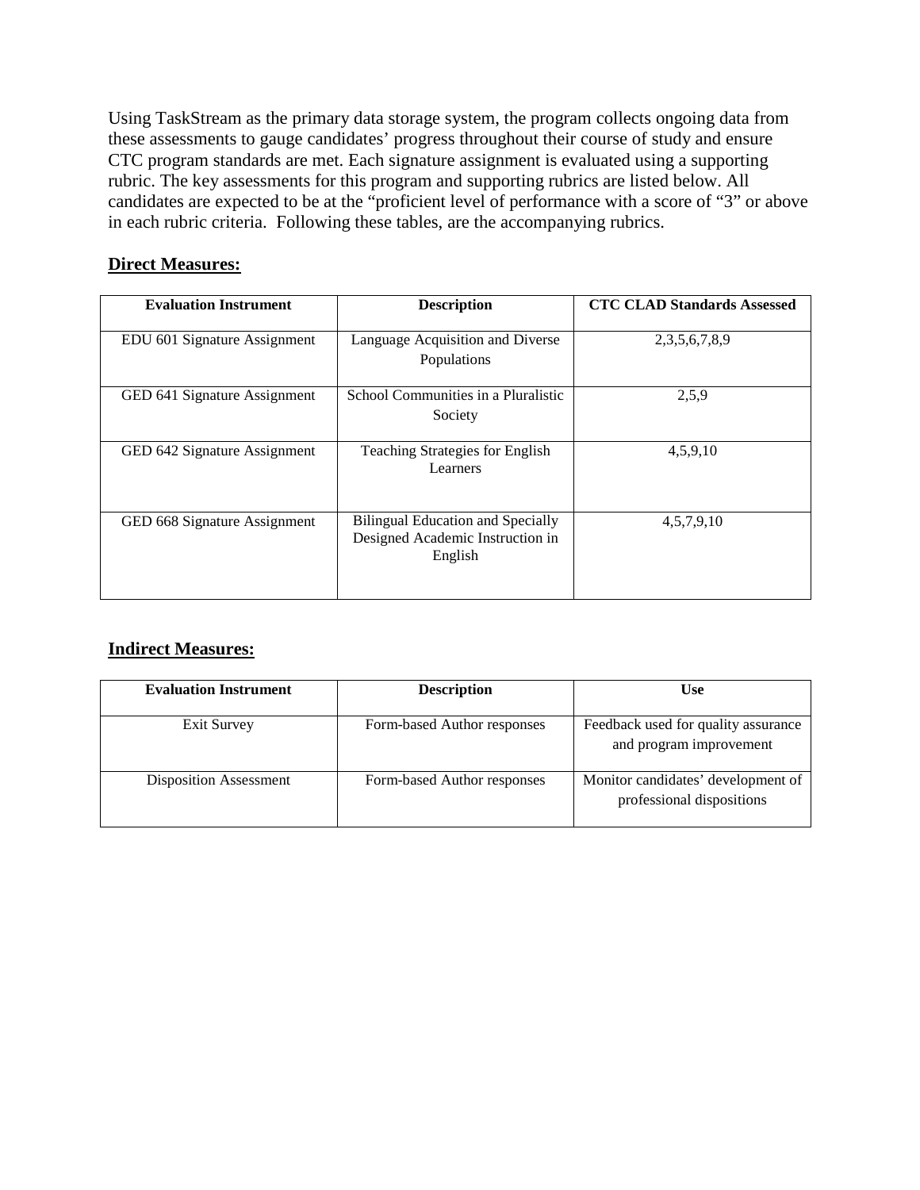Using TaskStream as the primary data storage system, the program collects ongoing data from these assessments to gauge candidates' progress throughout their course of study and ensure CTC program standards are met. Each signature assignment is evaluated using a supporting rubric. The key assessments for this program and supporting rubrics are listed below. All candidates are expected to be at the "proficient level of performance with a score of "3" or above in each rubric criteria. Following these tables, are the accompanying rubrics.

**Direct Measures:**

| Evaluation Instrument | Description | CTC CLAD Standards Assessed |
|---|---|---|
| EDU 601 Signature Assignment | Language Acquisition and Diverse Populations | 2,3,5,6,7,8,9 |
| GED 641 Signature Assignment | School Communities in a Pluralistic Society | 2,5,9 |
| GED 642 Signature Assignment | Teaching Strategies for English Learners | 4,5,9,10 |
| GED 668 Signature Assignment | Bilingual Education and Specially Designed Academic Instruction in English | 4,5,7,9,10 |

**Indirect Measures:**

| Evaluation Instrument | Description | Use |
|---|---|---|
| Exit Survey | Form-based Author responses | Feedback used for quality assurance and program improvement |
| Disposition Assessment | Form-based Author responses | Monitor candidates' development of professional dispositions |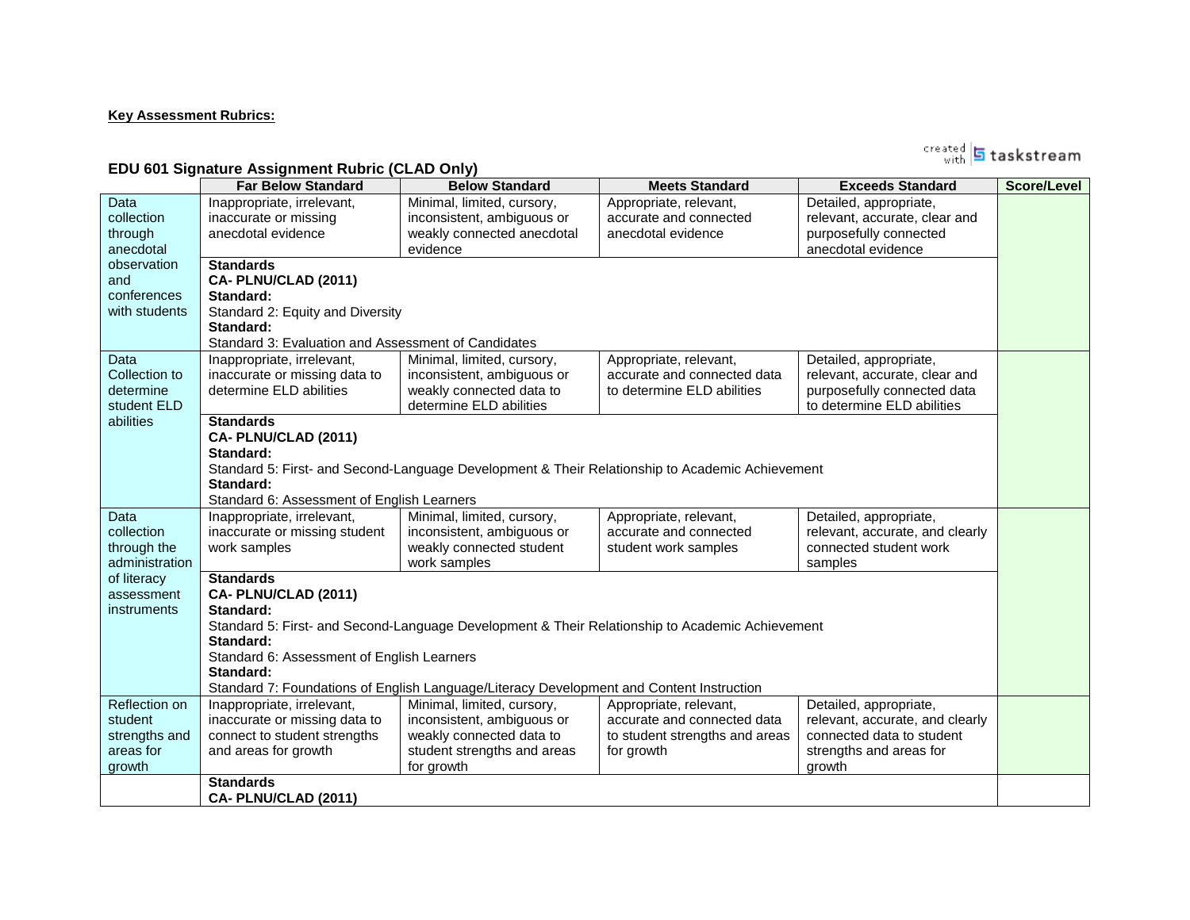**Key Assessment Rubrics:**

**EDU 601 Signature Assignment Rubric (CLAD Only)**

| | Far Below Standard | Below Standard | Meets Standard | Exceeds Standard | Score/Level |
|---|---|---|---|---|---|
| Data collection through anecdotal observation and conferences with students | Inappropriate, irrelevant, inaccurate or missing anecdotal evidence | Minimal, limited, cursory, inconsistent, ambiguous or weakly connected anecdotal evidence | Appropriate, relevant, accurate and connected anecdotal evidence | Detailed, appropriate, relevant, accurate, clear and purposefully connected anecdotal evidence | |
| | **Standards** **CA- PLNU/CLAD (2011)** **Standard:** Standard 2: Equity and Diversity **Standard:** Standard 3: Evaluation and Assessment of Candidates | | | | |
| Data Collection to determine student ELD abilities | Inappropriate, irrelevant, inaccurate or missing data to determine ELD abilities | Minimal, limited, cursory, inconsistent, ambiguous or weakly connected data to determine ELD abilities | Appropriate, relevant, accurate and connected data to determine ELD abilities | Detailed, appropriate, relevant, accurate, clear and purposefully connected data to determine ELD abilities | |
| | **Standards** **CA- PLNU/CLAD (2011)** **Standard:** Standard 5: First- and Second-Language Development & Their Relationship to Academic Achievement **Standard:** Standard 6: Assessment of English Learners | | | | |
| Data collection through the administration of literacy assessment instruments | Inappropriate, irrelevant, inaccurate or missing student work samples | Minimal, limited, cursory, inconsistent, ambiguous or weakly connected student work samples | Appropriate, relevant, accurate and connected student work samples | Detailed, appropriate, relevant, accurate, and clearly connected student work samples | |
| | **Standards** **CA- PLNU/CLAD (2011)** **Standard:** Standard 5: First- and Second-Language Development & Their Relationship to Academic Achievement **Standard:** Standard 6: Assessment of English Learners **Standard:** Standard 7: Foundations of English Language/Literacy Development and Content Instruction | | | | |
| Reflection on student strengths and areas for growth | Inappropriate, irrelevant, inaccurate or missing data to connect to student strengths and areas for growth | Minimal, limited, cursory, inconsistent, ambiguous or weakly connected data to student strengths and areas for growth | Appropriate, relevant, accurate and connected data to student strengths and areas for growth | Detailed, appropriate, relevant, accurate, and clearly connected data to student strengths and areas for growth | |
| | **Standards** **CA- PLNU/CLAD (2011)** | | | | |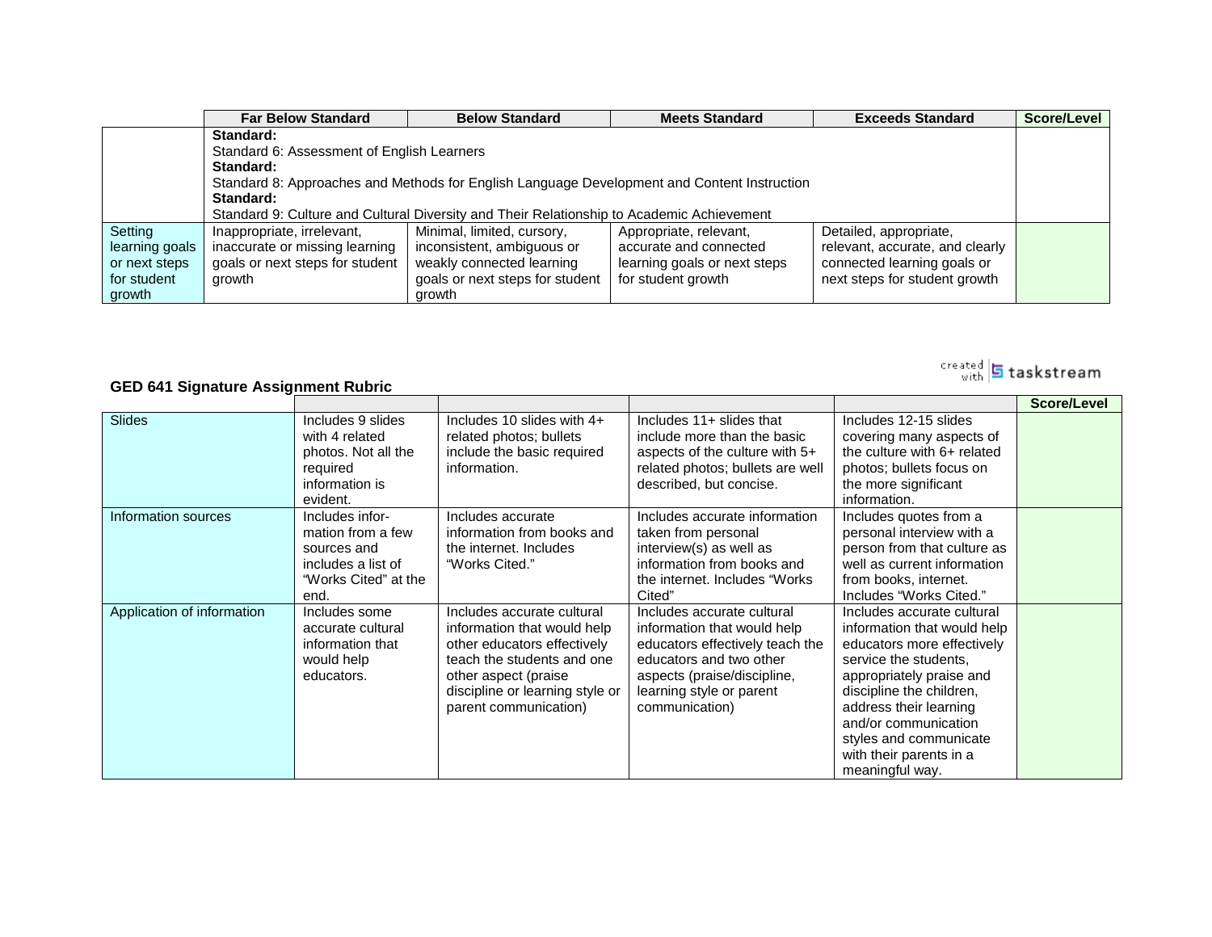| | Far Below Standard | Below Standard | Meets Standard | Exceeds Standard | Score/Level |
|---|---|---|---|---|---|
| | **Standard:** Standard 6: Assessment of English Learners **Standard:** Standard 8: Approaches and Methods for English Language Development and Content Instruction **Standard:** Standard 9: Culture and Cultural Diversity and Their Relationship to Academic Achievement | | | | |
| Setting learning goals or next steps for student growth | Inappropriate, irrelevant, inaccurate or missing learning goals or next steps for student growth | Minimal, limited, cursory, inconsistent, ambiguous or weakly connected learning goals or next steps for student growth | Appropriate, relevant, accurate and connected learning goals or next steps for student growth | Detailed, appropriate, relevant, accurate, and clearly connected learning goals or next steps for student growth | |

created with tasksteam

**GED 641 Signature Assignment Rubric**

| | | | | | Score/Level |
|---|---|---|---|---|---|
| Slides | Includes 9 slides with 4 related photos. Not all the required information is evident. | Includes 10 slides with 4+ related photos; bullets include the basic required information. | Includes 11+ slides that include more than the basic aspects of the culture with 5+ related photos; bullets are well described, but concise. | Includes 12-15 slides covering many aspects of the culture with 6+ related photos; bullets focus on the more significant information. | |
| Information sources | Includes infor-mation from a few sources and includes a list of "Works Cited" at the end. | Includes accurate information from books and the internet. Includes "Works Cited." | Includes accurate information taken from personal interview(s) as well as information from books and the internet. Includes "Works Cited" | Includes quotes from a personal interview with a person from that culture as well as current information from books, internet. Includes "Works Cited." | |
| Application of information | Includes some accurate cultural information that would help educators. | Includes accurate cultural information that would help other educators effectively teach the students and one other aspect (praise discipline or learning style or parent communication) | Includes accurate cultural information that would help educators effectively teach the educators and two other aspects (praise/discipline, learning style or parent communication) | Includes accurate cultural information that would help educators more effectively service the students, appropriately praise and discipline the children, address their learning and/or communication styles and communicate with their parents in a meaningful way. | |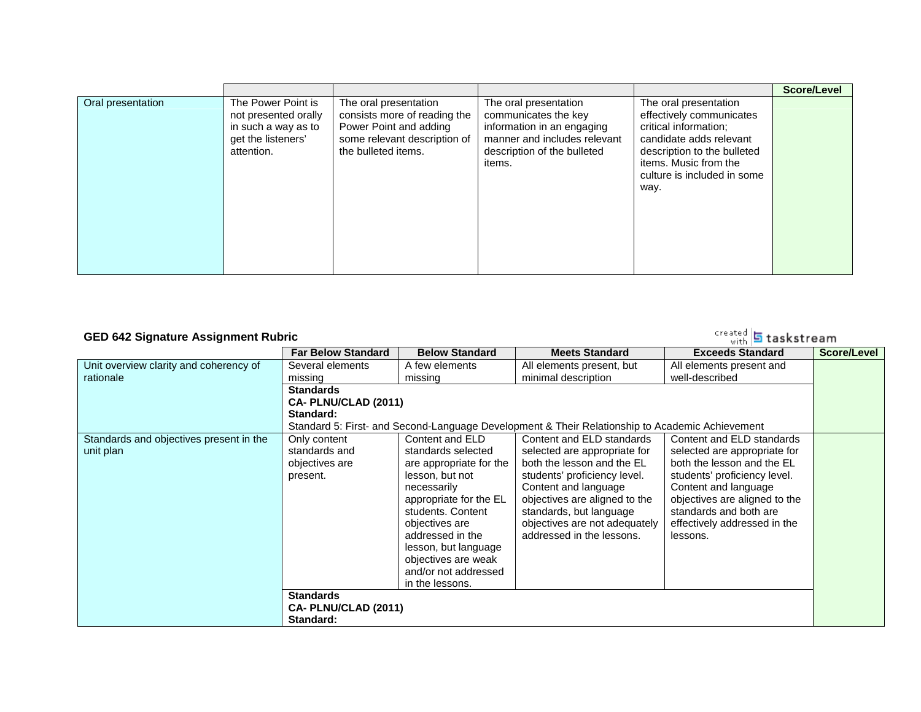| | | | | | Score/Level |
|---|---|---|---|---|---|
| Oral presentation | The Power Point is not presented orally in such a way as to get the listeners' attention. | The oral presentation consists more of reading the Power Point and adding some relevant description of the bulleted items. | The oral presentation communicates the key information in an engaging manner and includes relevant description of the bulleted items. | The oral presentation effectively communicates critical information; candidate adds relevant description to the bulleted items. Music from the culture is included in some way. | |

## GED 642 Signature Assignment Rubric

created with taskstream

| | Far Below Standard | Below Standard | Meets Standard | Exceeds Standard | Score/Level |
|---|---|---|---|---|---|
| Unit overview clarity and coherency of rationale | Several elements missing | A few elements missing | All elements present, but minimal description | All elements present and well-described | |
| | **Standards** **CA- PLNU/CLAD (2011)** **Standard:** Standard 5: First- and Second-Language Development & Their Relationship to Academic Achievement | | | | |
| Standards and objectives present in the unit plan | Only content standards and objectives are present. | Content and ELD standards selected are appropriate for the lesson, but not necessarily appropriate for the EL students. Content objectives are addressed in the lesson, but language objectives are weak and/or not addressed in the lessons. | Content and ELD standards selected are appropriate for both the lesson and the EL students' proficiency level. Content and language objectives are aligned to the standards, but language objectives are not adequately addressed in the lessons. | Content and ELD standards selected are appropriate for both the lesson and the EL students' proficiency level. Content and language objectives are aligned to the standards and both are effectively addressed in the lessons. | |
| | **Standards** **CA- PLNU/CLAD (2011)** **Standard:** | | | | |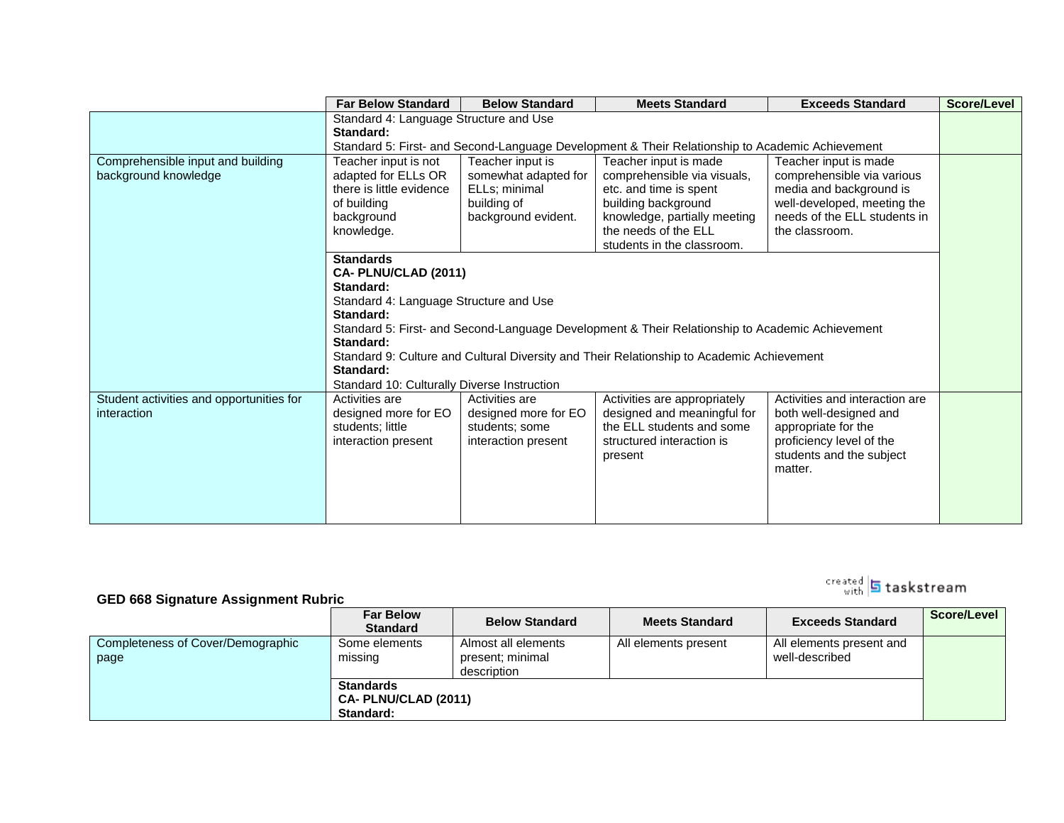| | Far Below Standard | Below Standard | Meets Standard | Exceeds Standard | Score/Level |
|---|---|---|---|---|---|
| | Standard 4: Language Structure and Use<br>**Standard:**<br>Standard 5: First- and Second-Language Development & Their Relationship to Academic Achievement | | | | |
| Comprehensible input and building background knowledge | Teacher input is not adapted for ELLs OR there is little evidence of building background knowledge. | Teacher input is somewhat adapted for ELLs; minimal building of background evident. | Teacher input is made comprehensible via visuals, etc. and time is spent building background knowledge, partially meeting the needs of the ELL students in the classroom. | Teacher input is made comprehensible via various media and background is well-developed, meeting the needs of the ELL students in the classroom. | |
| | **Standards**<br>**CA- PLNU/CLAD (2011)**<br>**Standard:**<br>Standard 4: Language Structure and Use<br>**Standard:**<br>Standard 5: First- and Second-Language Development & Their Relationship to Academic Achievement<br>**Standard:**<br>Standard 9: Culture and Cultural Diversity and Their Relationship to Academic Achievement<br>**Standard:**<br>Standard 10: Culturally Diverse Instruction | | | | |
| Student activities and opportunities for interaction | Activities are designed more for EO students; little interaction present | Activities are designed more for EO students; some interaction present | Activities are appropriately designed and meaningful for the ELL students and some structured interaction is present | Activities and interaction are both well-designed and appropriate for the proficiency level of the students and the subject matter. | |

**GED 668 Signature Assignment Rubric**

| | Far Below Standard | Below Standard | Meets Standard | Exceeds Standard | Score/Level |
|---|---|---|---|---|---|
| Completeness of Cover/Demographic page | Some elements missing | Almost all elements present; minimal description | All elements present | All elements present and well-described | |
| | **Standards**<br>**CA- PLNU/CLAD (2011)**<br>**Standard:** | | | | |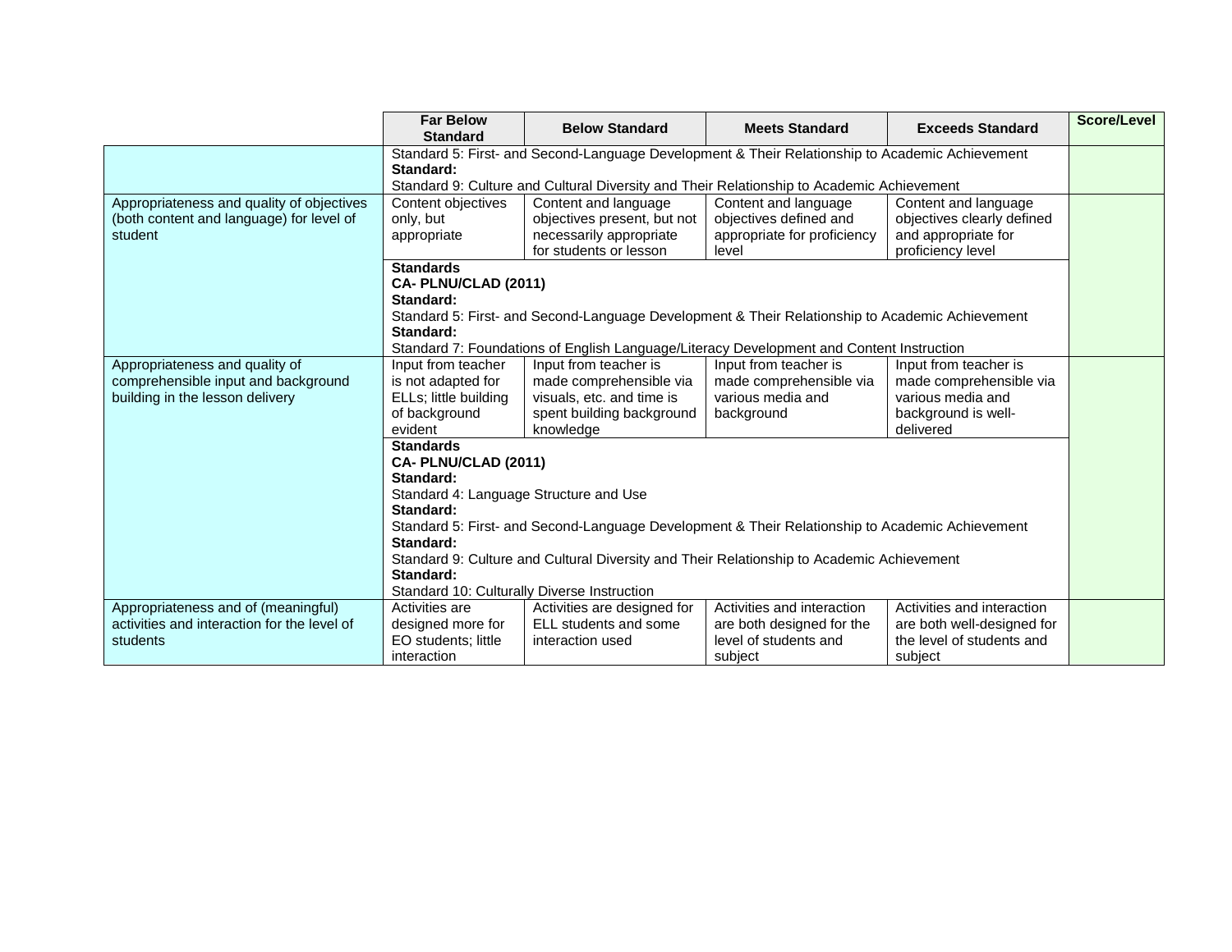| | Far Below Standard | Below Standard | Meets Standard | Exceeds Standard | Score/Level |
|---|---|---|---|---|---|
| | Standard 5: First- and Second-Language Development & Their Relationship to Academic Achievement<br>**Standard:**<br>Standard 9: Culture and Cultural Diversity and Their Relationship to Academic Achievement | | | | |
| Appropriateness and quality of objectives (both content and language) for level of student | Content objectives only, but appropriate | Content and language objectives present, but not necessarily appropriate for students or lesson | Content and language objectives defined and appropriate for proficiency level | Content and language objectives clearly defined and appropriate for proficiency level | |
| | **Standards**<br>**CA- PLNU/CLAD (2011)**<br>**Standard:**<br>Standard 5: First- and Second-Language Development & Their Relationship to Academic Achievement<br>**Standard:**<br>Standard 7: Foundations of English Language/Literacy Development and Content Instruction | | | | |
| Appropriateness and quality of comprehensible input and background building in the lesson delivery | Input from teacher is not adapted for ELLs; little building of background evident | Input from teacher is made comprehensible via visuals, etc. and time is spent building background knowledge | Input from teacher is made comprehensible via various media and background | Input from teacher is made comprehensible via various media and background is well-delivered | |
| | **Standards**<br>**CA- PLNU/CLAD (2011)**<br>**Standard:**<br>Standard 4: Language Structure and Use<br>**Standard:**<br>Standard 5: First- and Second-Language Development & Their Relationship to Academic Achievement<br>**Standard:**<br>Standard 9: Culture and Cultural Diversity and Their Relationship to Academic Achievement<br>**Standard:**<br>Standard 10: Culturally Diverse Instruction | | | | |
| Appropriateness and of (meaningful) activities and interaction for the level of students | Activities are designed more for EO students; little interaction | Activities are designed for ELL students and some interaction used | Activities and interaction are both designed for the level of students and subject | Activities and interaction are both well-designed for the level of students and subject | |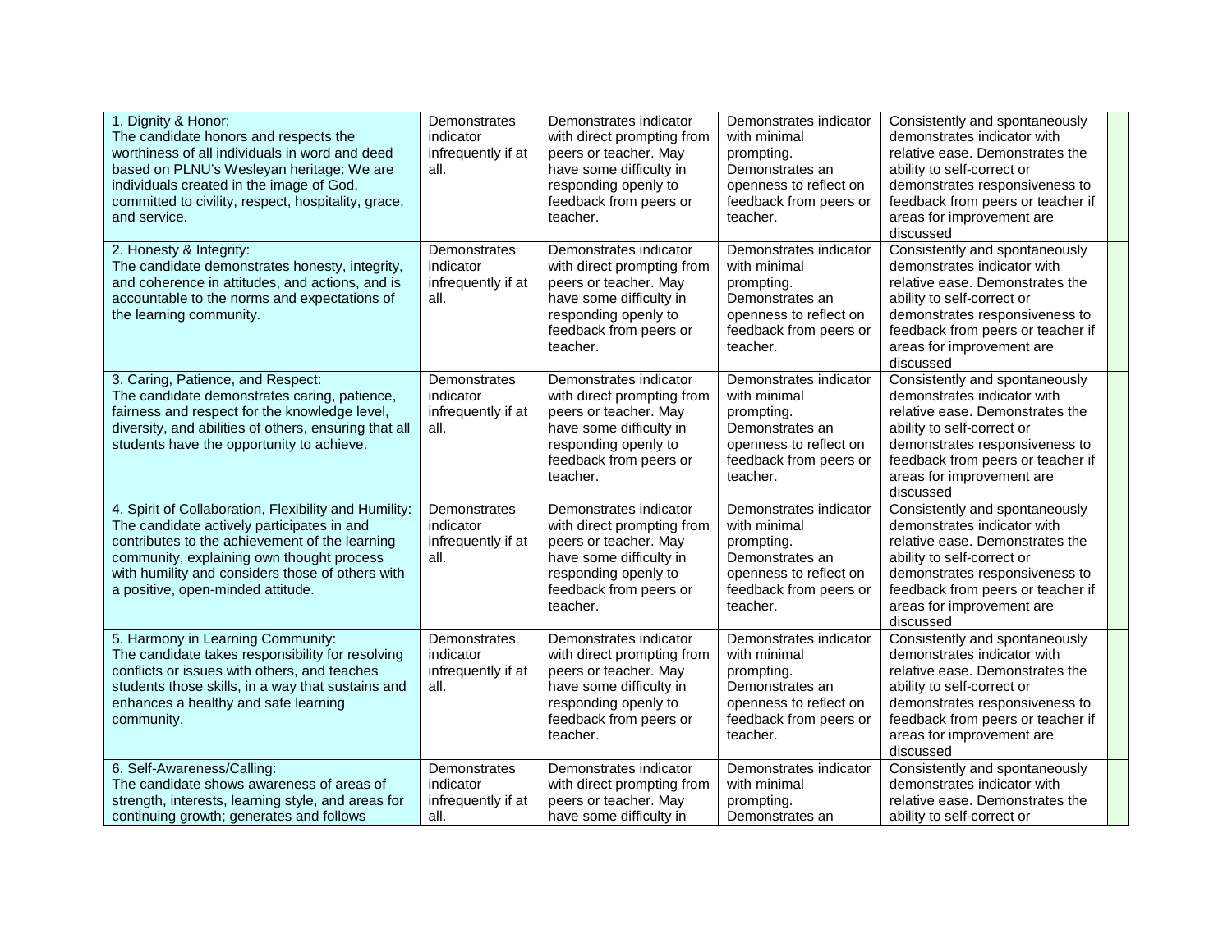| | | | | | |
|---|---|---|---|---|---|
| 1. Dignity & Honor: The candidate honors and respects the worthiness of all individuals in word and deed based on PLNU's Wesleyan heritage: We are individuals created in the image of God, committed to civility, respect, hospitality, grace, and service. | Demonstrates indicator infrequently if at all. | Demonstrates indicator with direct prompting from peers or teacher. May have some difficulty in responding openly to feedback from peers or teacher. | Demonstrates indicator with minimal prompting. Demonstrates an openness to reflect on feedback from peers or teacher. | Consistently and spontaneously demonstrates indicator with relative ease. Demonstrates the ability to self-correct or demonstrates responsiveness to feedback from peers or teacher if areas for improvement are discussed | |
| 2. Honesty & Integrity: The candidate demonstrates honesty, integrity, and coherence in attitudes, and actions, and is accountable to the norms and expectations of the learning community. | Demonstrates indicator infrequently if at all. | Demonstrates indicator with direct prompting from peers or teacher. May have some difficulty in responding openly to feedback from peers or teacher. | Demonstrates indicator with minimal prompting. Demonstrates an openness to reflect on feedback from peers or teacher. | Consistently and spontaneously demonstrates indicator with relative ease. Demonstrates the ability to self-correct or demonstrates responsiveness to feedback from peers or teacher if areas for improvement are discussed | |
| 3. Caring, Patience, and Respect: The candidate demonstrates caring, patience, fairness and respect for the knowledge level, diversity, and abilities of others, ensuring that all students have the opportunity to achieve. | Demonstrates indicator infrequently if at all. | Demonstrates indicator with direct prompting from peers or teacher. May have some difficulty in responding openly to feedback from peers or teacher. | Demonstrates indicator with minimal prompting. Demonstrates an openness to reflect on feedback from peers or teacher. | Consistently and spontaneously demonstrates indicator with relative ease. Demonstrates the ability to self-correct or demonstrates responsiveness to feedback from peers or teacher if areas for improvement are discussed | |
| 4. Spirit of Collaboration, Flexibility and Humility: The candidate actively participates in and contributes to the achievement of the learning community, explaining own thought process with humility and considers those of others with a positive, open-minded attitude. | Demonstrates indicator infrequently if at all. | Demonstrates indicator with direct prompting from peers or teacher. May have some difficulty in responding openly to feedback from peers or teacher. | Demonstrates indicator with minimal prompting. Demonstrates an openness to reflect on feedback from peers or teacher. | Consistently and spontaneously demonstrates indicator with relative ease. Demonstrates the ability to self-correct or demonstrates responsiveness to feedback from peers or teacher if areas for improvement are discussed | |
| 5. Harmony in Learning Community: The candidate takes responsibility for resolving conflicts or issues with others, and teaches students those skills, in a way that sustains and enhances a healthy and safe learning community. | Demonstrates indicator infrequently if at all. | Demonstrates indicator with direct prompting from peers or teacher. May have some difficulty in responding openly to feedback from peers or teacher. | Demonstrates indicator with minimal prompting. Demonstrates an openness to reflect on feedback from peers or teacher. | Consistently and spontaneously demonstrates indicator with relative ease. Demonstrates the ability to self-correct or demonstrates responsiveness to feedback from peers or teacher if areas for improvement are discussed | |
| 6. Self-Awareness/Calling: The candidate shows awareness of areas of strength, interests, learning style, and areas for continuing growth; generates and follows | Demonstrates indicator infrequently if at all. | Demonstrates indicator with direct prompting from peers or teacher. May have some difficulty in | Demonstrates indicator with minimal prompting. Demonstrates an | Consistently and spontaneously demonstrates indicator with relative ease. Demonstrates the ability to self-correct or | |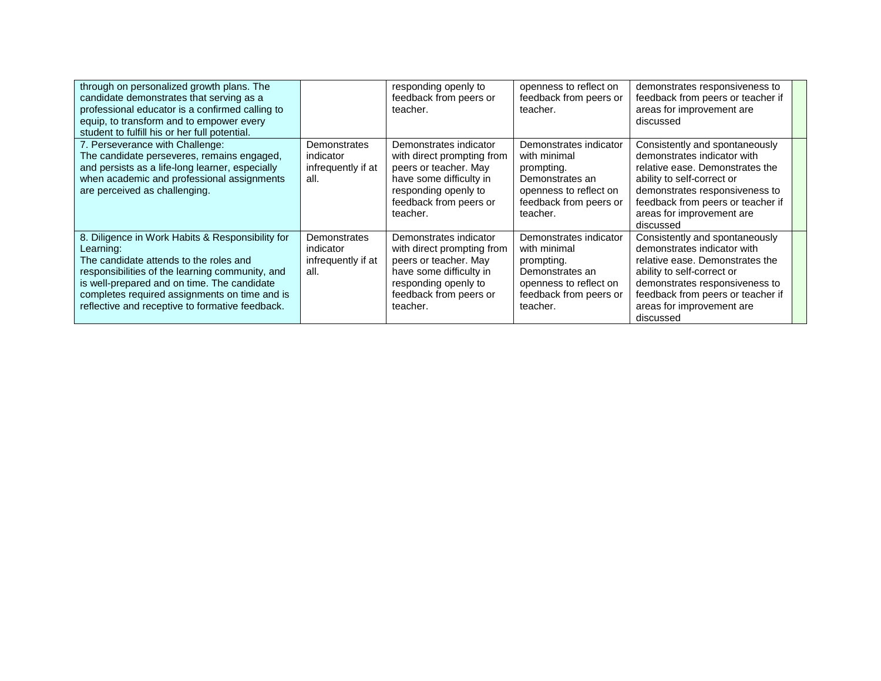| | | | | | |
|---|---|---|---|---|---|
| through on personalized growth plans. The candidate demonstrates that serving as a professional educator is a confirmed calling to equip, to transform and to empower every student to fulfill his or her full potential. | | responding openly to feedback from peers or teacher. | openness to reflect on feedback from peers or teacher. | demonstrates responsiveness to feedback from peers or teacher if areas for improvement are discussed | |
| 7. Perseverance with Challenge: The candidate perseveres, remains engaged, and persists as a life-long learner, especially when academic and professional assignments are perceived as challenging. | Demonstrates indicator infrequently if at all. | Demonstrates indicator with direct prompting from peers or teacher. May have some difficulty in responding openly to feedback from peers or teacher. | Demonstrates indicator with minimal prompting. Demonstrates an openness to reflect on feedback from peers or teacher. | Consistently and spontaneously demonstrates indicator with relative ease. Demonstrates the ability to self-correct or demonstrates responsiveness to feedback from peers or teacher if areas for improvement are discussed | |
| 8. Diligence in Work Habits & Responsibility for Learning: The candidate attends to the roles and responsibilities of the learning community, and is well-prepared and on time. The candidate completes required assignments on time and is reflective and receptive to formative feedback. | Demonstrates indicator infrequently if at all. | Demonstrates indicator with direct prompting from peers or teacher. May have some difficulty in responding openly to feedback from peers or teacher. | Demonstrates indicator with minimal prompting. Demonstrates an openness to reflect on feedback from peers or teacher. | Consistently and spontaneously demonstrates indicator with relative ease. Demonstrates the ability to self-correct or demonstrates responsiveness to feedback from peers or teacher if areas for improvement are discussed | |